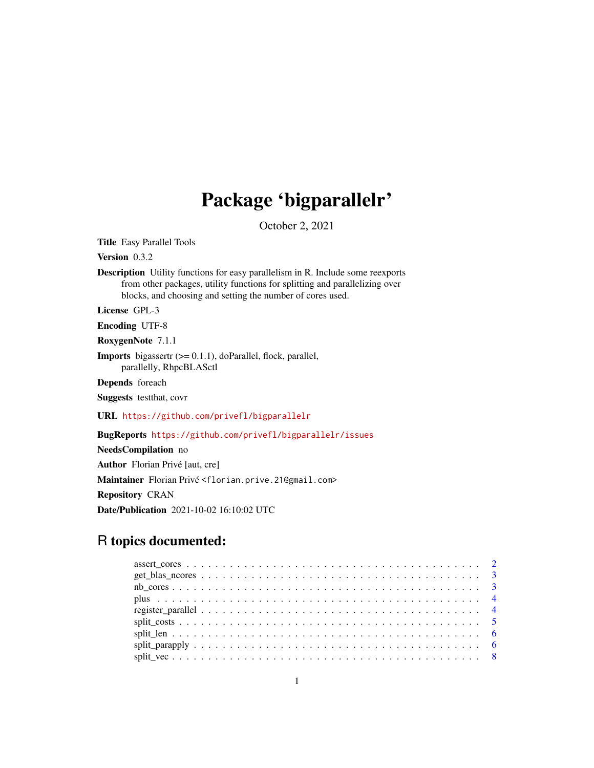# Package 'bigparallelr'

October 2, 2021

**Title** Easy Parallel Tools

**Version** 0.3.2

**Description** Utility functions for easy parallelism in R. Include some reexports from other packages, utility functions for splitting and parallelizing over blocks, and choosing and setting the number of cores used.

**License** GPL-3

**Encoding** UTF-8

**RoxygenNote** 7.1.1

**Imports** bigassertr (>= 0.1.1), doParallel, flock, parallel, parallelly, RhpcBLASctl

**Depends** foreach

**Suggests** testthat, covr

**URL** https://github.com/privefl/bigparallelr

**BugReports** https://github.com/privefl/bigparallelr/issues

**NeedsCompilation** no

**Author** Florian Privé [aut, cre]

**Maintainer** Florian Privé <florian.prive.21@gmail.com>

**Repository** CRAN

**Date/Publication** 2021-10-02 16:10:02 UTC

## R topics documented:

| | |
|---|---|
| assert_cores | 2 |
| get_blas_ncores | 3 |
| nb_cores | 3 |
| plus | 4 |
| register_parallel | 4 |
| split_costs | 5 |
| split_len | 6 |
| split_parapply | 6 |
| split_vec | 8 |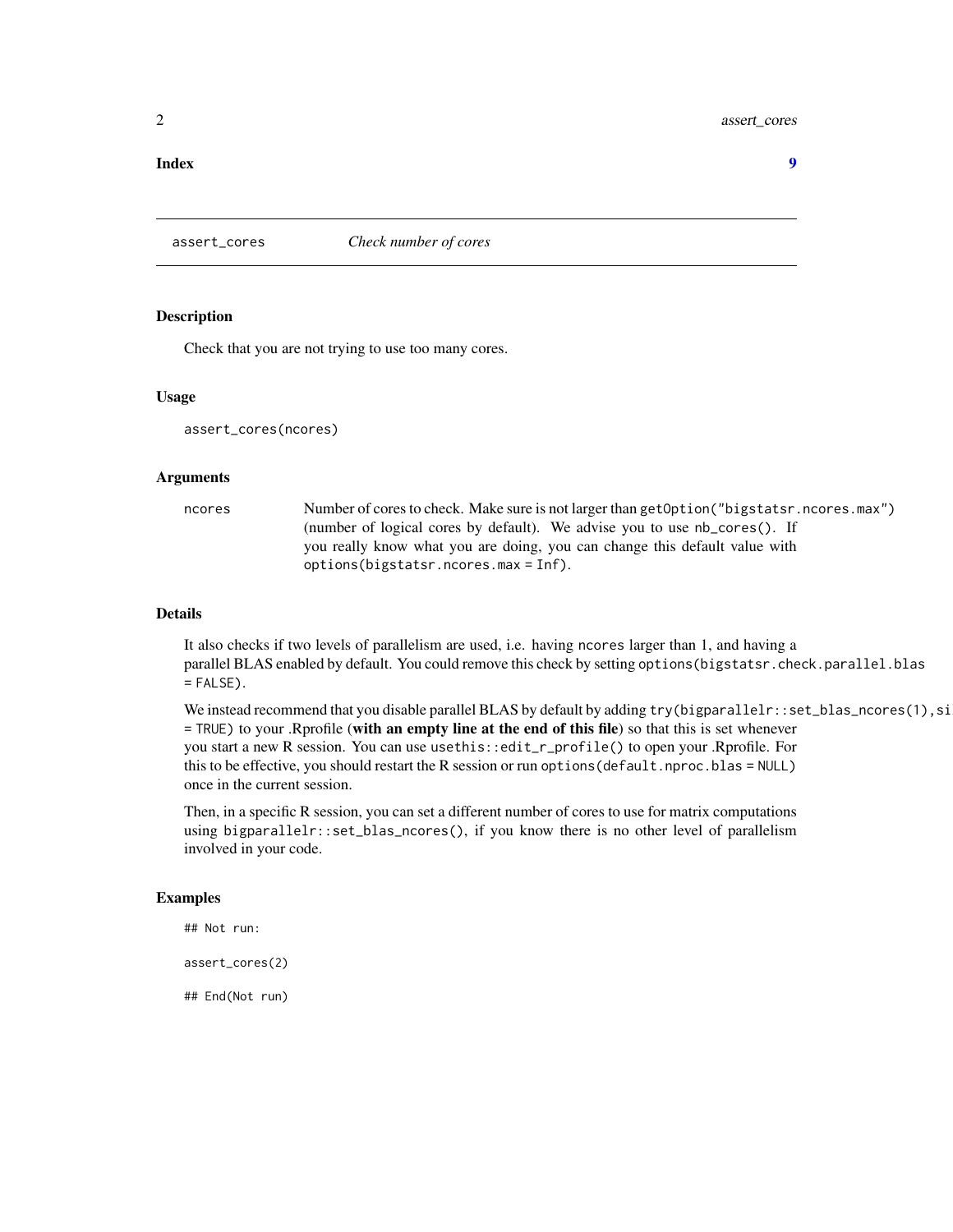Index 9

# assert_cores — *Check number of cores*

## Description

Check that you are not trying to use too many cores.

## Usage

```
assert_cores(ncores)
```

## Arguments

| | |
|---|---|
| ncores | Number of cores to check. Make sure is not larger than `getOption("bigstatsr.ncores.max")` (number of logical cores by default). We advise you to use `nb_cores()`. If you really know what you are doing, you can change this default value with `options(bigstatsr.ncores.max = Inf)`. |

## Details

It also checks if two levels of parallelism are used, i.e. having `ncores` larger than 1, and having a parallel BLAS enabled by default. You could remove this check by setting `options(bigstatsr.check.parallel.blas = FALSE)`.

We instead recommend that you disable parallel BLAS by default by adding `try(bigparallelr::set_blas_ncores(1),si = TRUE)` to your .Rprofile (**with an empty line at the end of this file**) so that this is set whenever you start a new R session. You can use `usethis::edit_r_profile()` to open your .Rprofile. For this to be effective, you should restart the R session or run `options(default.nproc.blas = NULL)` once in the current session.

Then, in a specific R session, you can set a different number of cores to use for matrix computations using `bigparallelr::set_blas_ncores()`, if you know there is no other level of parallelism involved in your code.

## Examples

```
## Not run:

assert_cores(2)

## End(Not run)
```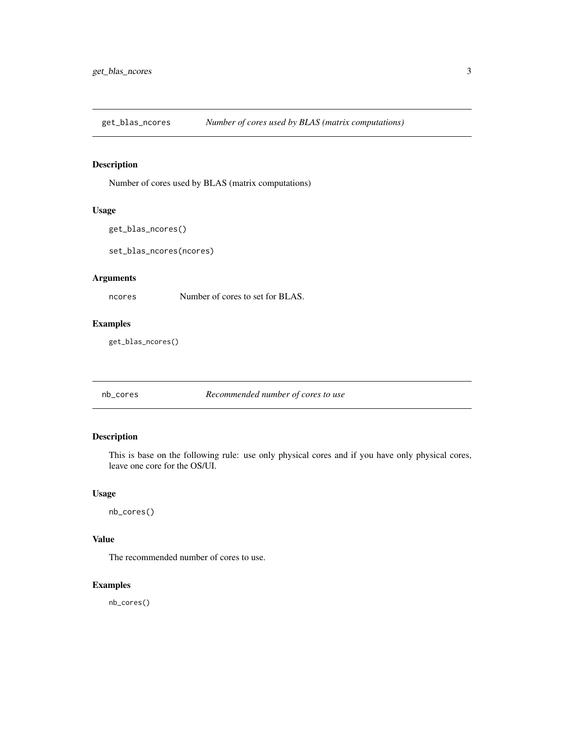## get_blas_ncores — *Number of cores used by BLAS (matrix computations)*

### Description

Number of cores used by BLAS (matrix computations)

### Usage

```
get_blas_ncores()

set_blas_ncores(ncores)
```

### Arguments

| | |
|---|---|
| `ncores` | Number of cores to set for BLAS. |

### Examples

```
get_blas_ncores()
```

## nb_cores — *Recommended number of cores to use*

### Description

This is base on the following rule: use only physical cores and if you have only physical cores, leave one core for the OS/UI.

### Usage

```
nb_cores()
```

### Value

The recommended number of cores to use.

### Examples

```
nb_cores()
```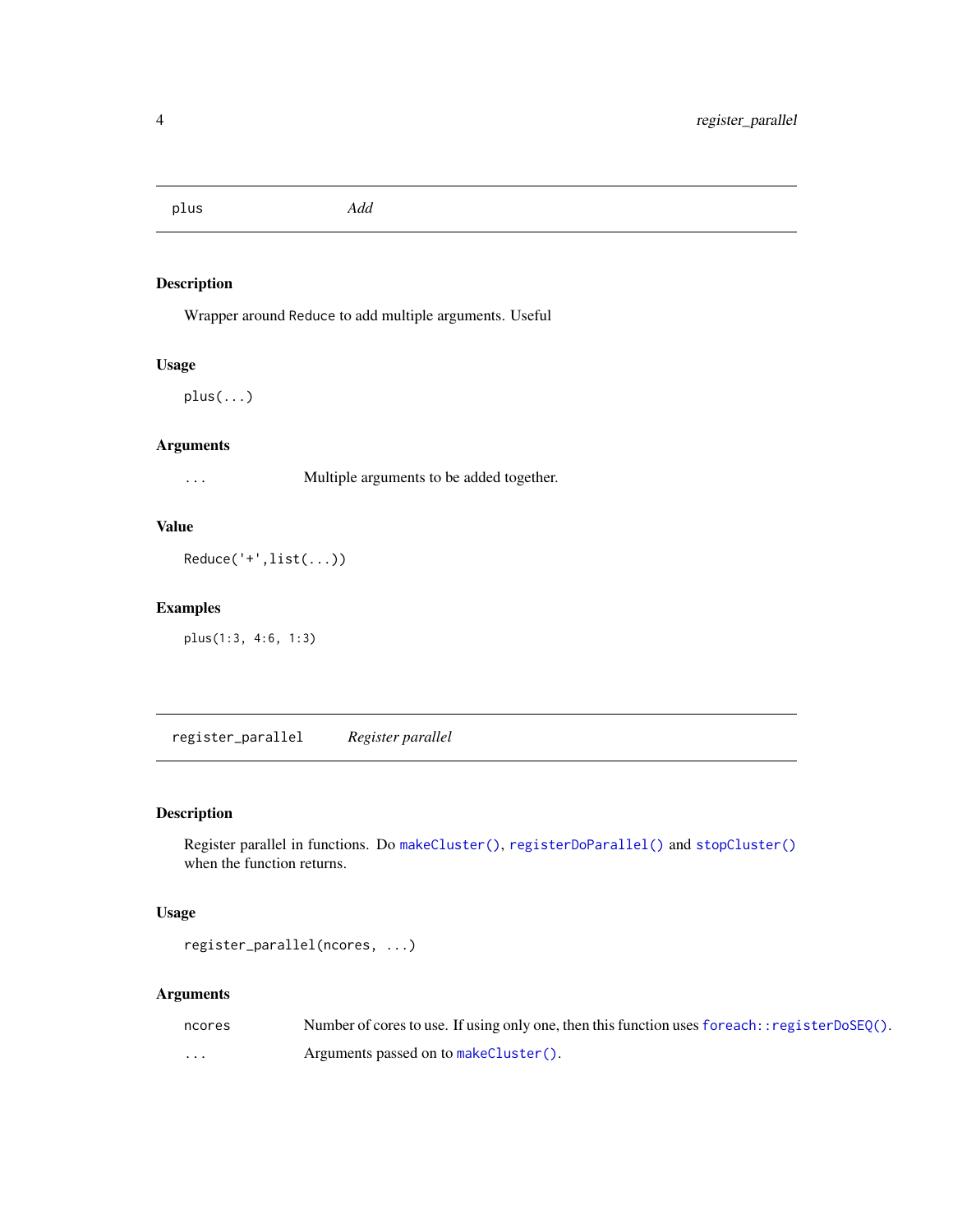## plus — *Add*

### Description

Wrapper around Reduce to add multiple arguments. Useful

### Usage

```
plus(...)
```

### Arguments

| | |
|---|---|
| `...` | Multiple arguments to be added together. |

### Value

```
Reduce('+',list(...))
```

### Examples

```
plus(1:3, 4:6, 1:3)
```

## register_parallel — *Register parallel*

### Description

Register parallel in functions. Do `makeCluster()`, `registerDoParallel()` and `stopCluster()` when the function returns.

### Usage

```
register_parallel(ncores, ...)
```

### Arguments

| | |
|---|---|
| `ncores` | Number of cores to use. If using only one, then this function uses `foreach::registerDoSEQ()`. |
| `...` | Arguments passed on to `makeCluster()`. |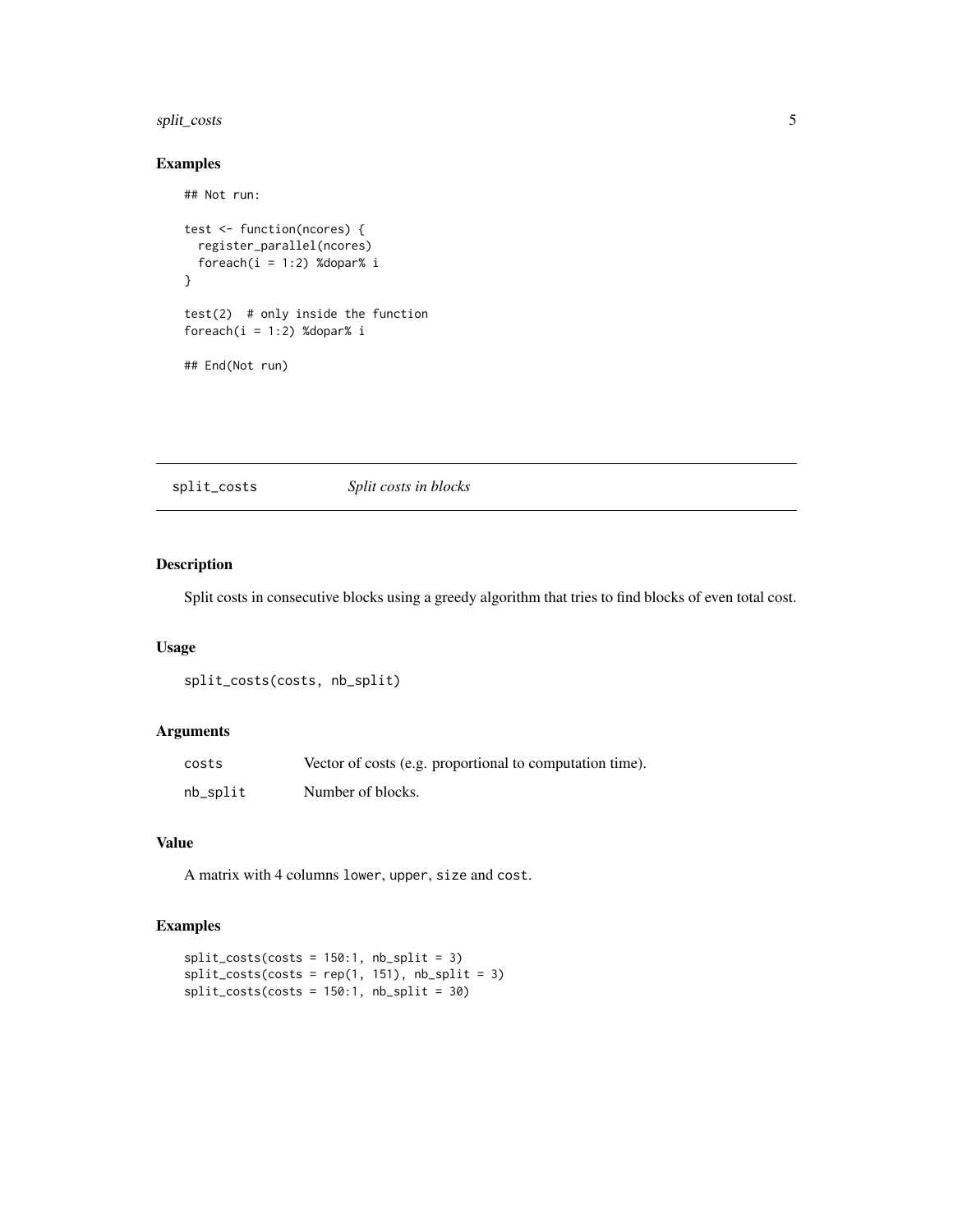### Examples

```
## Not run:

test <- function(ncores) {
  register_parallel(ncores)
  foreach(i = 1:2) %dopar% i
}

test(2)  # only inside the function
foreach(i = 1:2) %dopar% i

## End(Not run)
```

---

## split_costs — *Split costs in blocks*

### Description

Split costs in consecutive blocks using a greedy algorithm that tries to find blocks of even total cost.

### Usage

```
split_costs(costs, nb_split)
```

### Arguments

| | |
|---|---|
| costs | Vector of costs (e.g. proportional to computation time). |
| nb_split | Number of blocks. |

### Value

A matrix with 4 columns `lower`, `upper`, `size` and `cost`.

### Examples

```
split_costs(costs = 150:1, nb_split = 3)
split_costs(costs = rep(1, 151), nb_split = 3)
split_costs(costs = 150:1, nb_split = 30)
```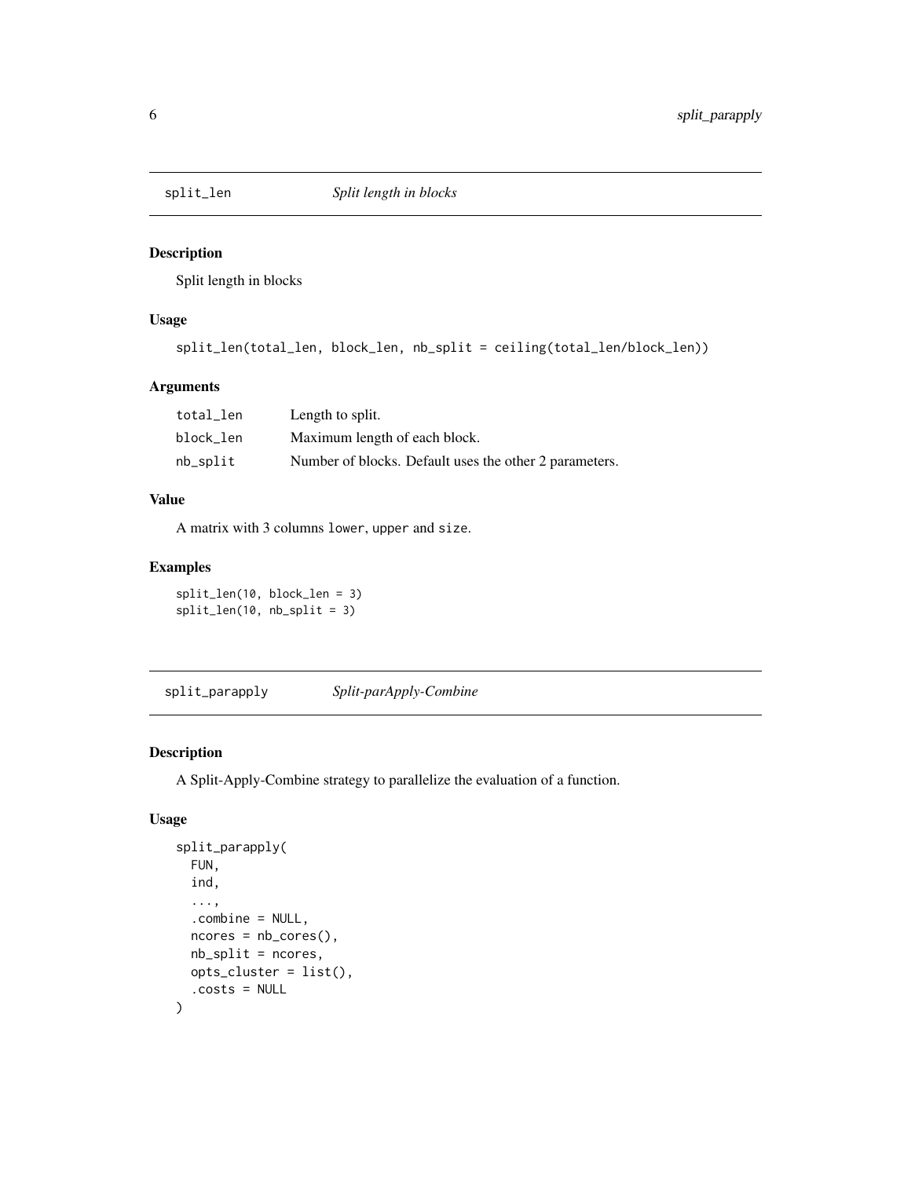## split_len — *Split length in blocks*

### Description

Split length in blocks

### Usage

```
split_len(total_len, block_len, nb_split = ceiling(total_len/block_len))
```

### Arguments

| | |
|---|---|
| total_len | Length to split. |
| block_len | Maximum length of each block. |
| nb_split | Number of blocks. Default uses the other 2 parameters. |

### Value

A matrix with 3 columns `lower`, `upper` and `size`.

### Examples

```
split_len(10, block_len = 3)
split_len(10, nb_split = 3)
```

## split_parapply — *Split-parApply-Combine*

### Description

A Split-Apply-Combine strategy to parallelize the evaluation of a function.

### Usage

```
split_parapply(
  FUN,
  ind,
  ...,
  .combine = NULL,
  ncores = nb_cores(),
  nb_split = ncores,
  opts_cluster = list(),
  .costs = NULL
)
```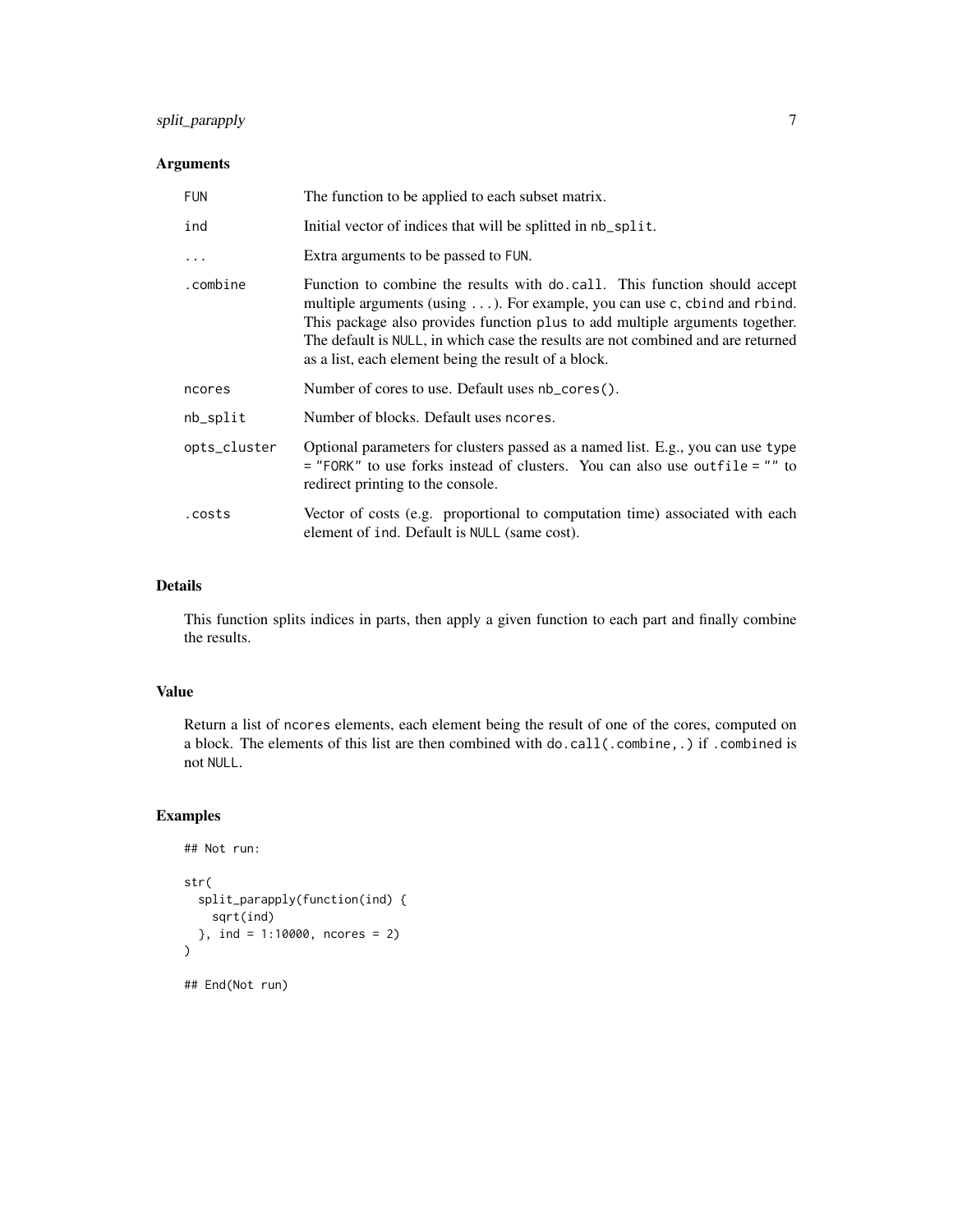### Arguments

| | |
|---|---|
| FUN | The function to be applied to each subset matrix. |
| ind | Initial vector of indices that will be splitted in nb_split. |
| ... | Extra arguments to be passed to FUN. |
| .combine | Function to combine the results with do.call. This function should accept multiple arguments (using ...). For example, you can use c, cbind and rbind. This package also provides function plus to add multiple arguments together. The default is NULL, in which case the results are not combined and are returned as a list, each element being the result of a block. |
| ncores | Number of cores to use. Default uses nb_cores(). |
| nb_split | Number of blocks. Default uses ncores. |
| opts_cluster | Optional parameters for clusters passed as a named list. E.g., you can use type = "FORK" to use forks instead of clusters. You can also use outfile = "" to redirect printing to the console. |
| .costs | Vector of costs (e.g. proportional to computation time) associated with each element of ind. Default is NULL (same cost). |

### Details

This function splits indices in parts, then apply a given function to each part and finally combine the results.

### Value

Return a list of ncores elements, each element being the result of one of the cores, computed on a block. The elements of this list are then combined with do.call(.combine,.) if .combined is not NULL.

### Examples

```
## Not run:

str(
  split_parapply(function(ind) {
    sqrt(ind)
  }, ind = 1:10000, ncores = 2)
)

## End(Not run)
```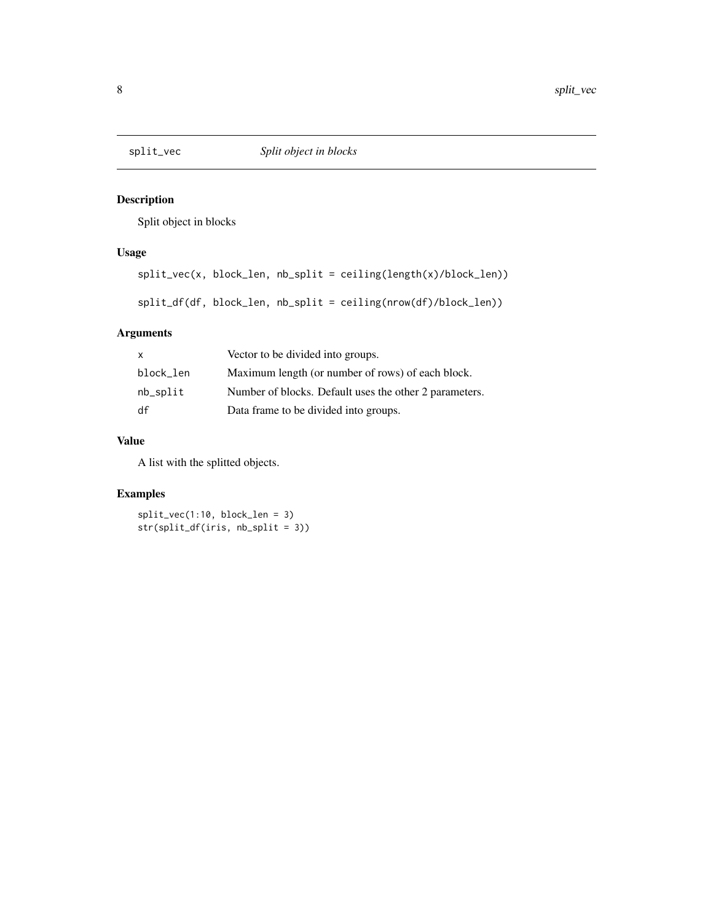## split_vec — *Split object in blocks*

### Description

Split object in blocks

### Usage

```
split_vec(x, block_len, nb_split = ceiling(length(x)/block_len))

split_df(df, block_len, nb_split = ceiling(nrow(df)/block_len))
```

### Arguments

| | |
|---|---|
| x | Vector to be divided into groups. |
| block_len | Maximum length (or number of rows) of each block. |
| nb_split | Number of blocks. Default uses the other 2 parameters. |
| df | Data frame to be divided into groups. |

### Value

A list with the splitted objects.

### Examples

```
split_vec(1:10, block_len = 3)
str(split_df(iris, nb_split = 3))
```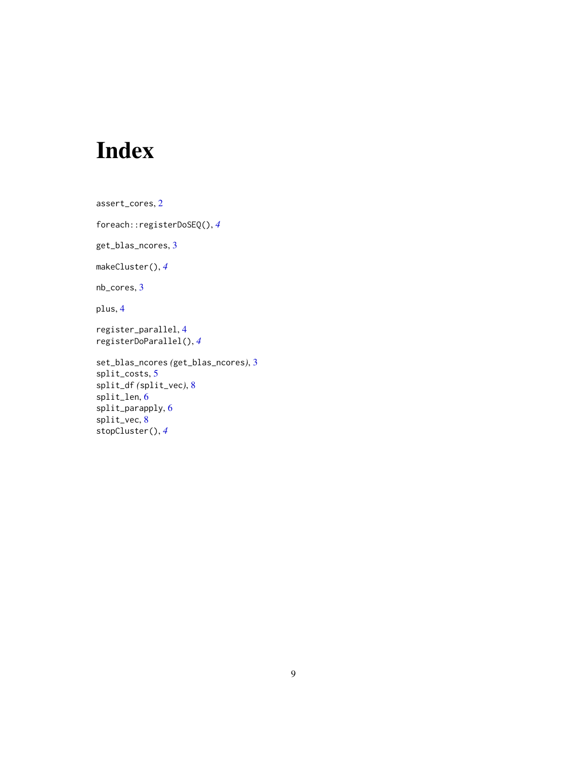# Index

assert_cores, 2

foreach::registerDoSEQ(), *4*

get_blas_ncores, 3

makeCluster(), *4*

nb_cores, 3

plus, 4

register_parallel, 4
registerDoParallel(), *4*

set_blas_ncores *(*get_blas_ncores*)*, 3
split_costs, 5
split_df *(*split_vec*)*, 8
split_len, 6
split_parapply, 6
split_vec, 8
stopCluster(), *4*